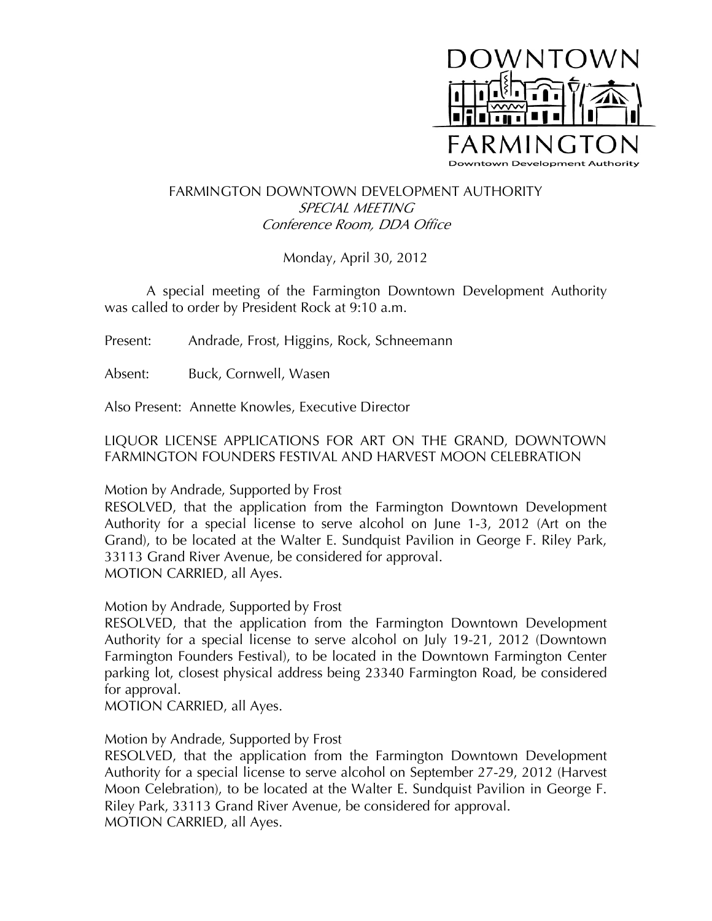DOWNTOWN FARMINGTON
Downtown Development Authority

# FARMINGTON DOWNTOWN DEVELOPMENT AUTHORITY
*SPECIAL MEETING*
*Conference Room, DDA Office*

Monday, April 30, 2012

A special meeting of the Farmington Downtown Development Authority was called to order by President Rock at 9:10 a.m.

Present: Andrade, Frost, Higgins, Rock, Schneemann

Absent: Buck, Cornwell, Wasen

Also Present: Annette Knowles, Executive Director

## LIQUOR LICENSE APPLICATIONS FOR ART ON THE GRAND, DOWNTOWN FARMINGTON FOUNDERS FESTIVAL AND HARVEST MOON CELEBRATION

Motion by Andrade, Supported by Frost
RESOLVED, that the application from the Farmington Downtown Development Authority for a special license to serve alcohol on June 1-3, 2012 (Art on the Grand), to be located at the Walter E. Sundquist Pavilion in George F. Riley Park, 33113 Grand River Avenue, be considered for approval.
MOTION CARRIED, all Ayes.

Motion by Andrade, Supported by Frost
RESOLVED, that the application from the Farmington Downtown Development Authority for a special license to serve alcohol on July 19-21, 2012 (Downtown Farmington Founders Festival), to be located in the Downtown Farmington Center parking lot, closest physical address being 23340 Farmington Road, be considered for approval.
MOTION CARRIED, all Ayes.

Motion by Andrade, Supported by Frost
RESOLVED, that the application from the Farmington Downtown Development Authority for a special license to serve alcohol on September 27-29, 2012 (Harvest Moon Celebration), to be located at the Walter E. Sundquist Pavilion in George F. Riley Park, 33113 Grand River Avenue, be considered for approval.
MOTION CARRIED, all Ayes.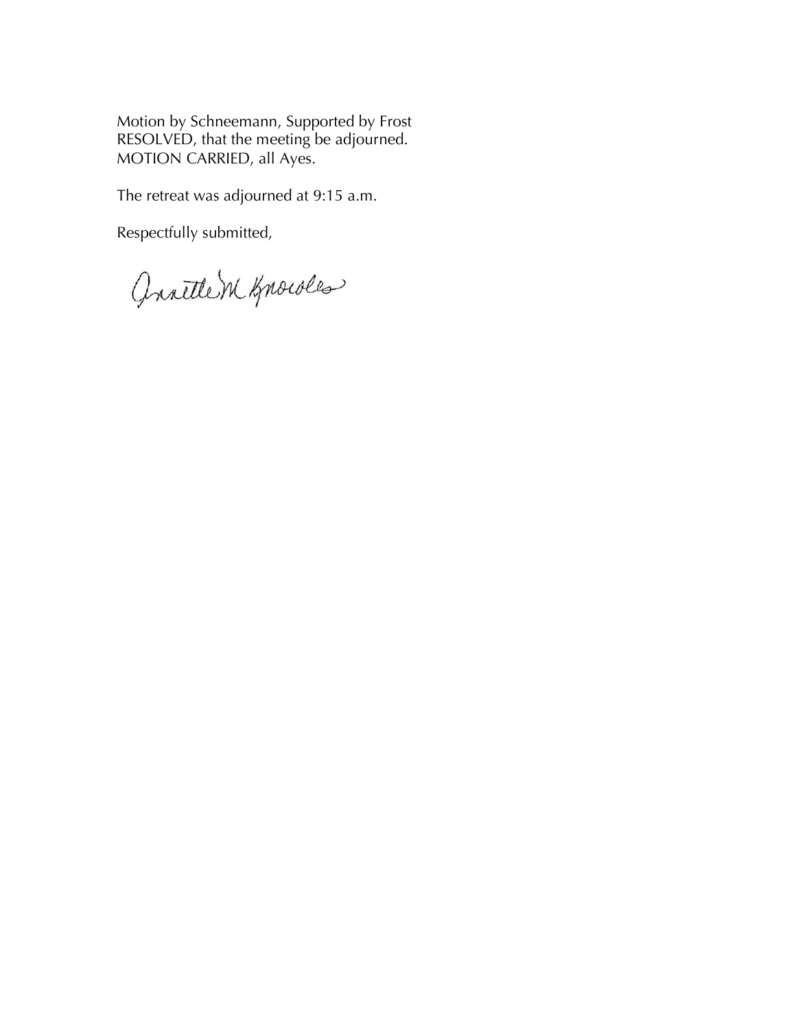Motion by Schneemann, Supported by Frost
RESOLVED, that the meeting be adjourned.
MOTION CARRIED, all Ayes.

The retreat was adjourned at 9:15 a.m.

Respectfully submitted,

Annette M Knowles